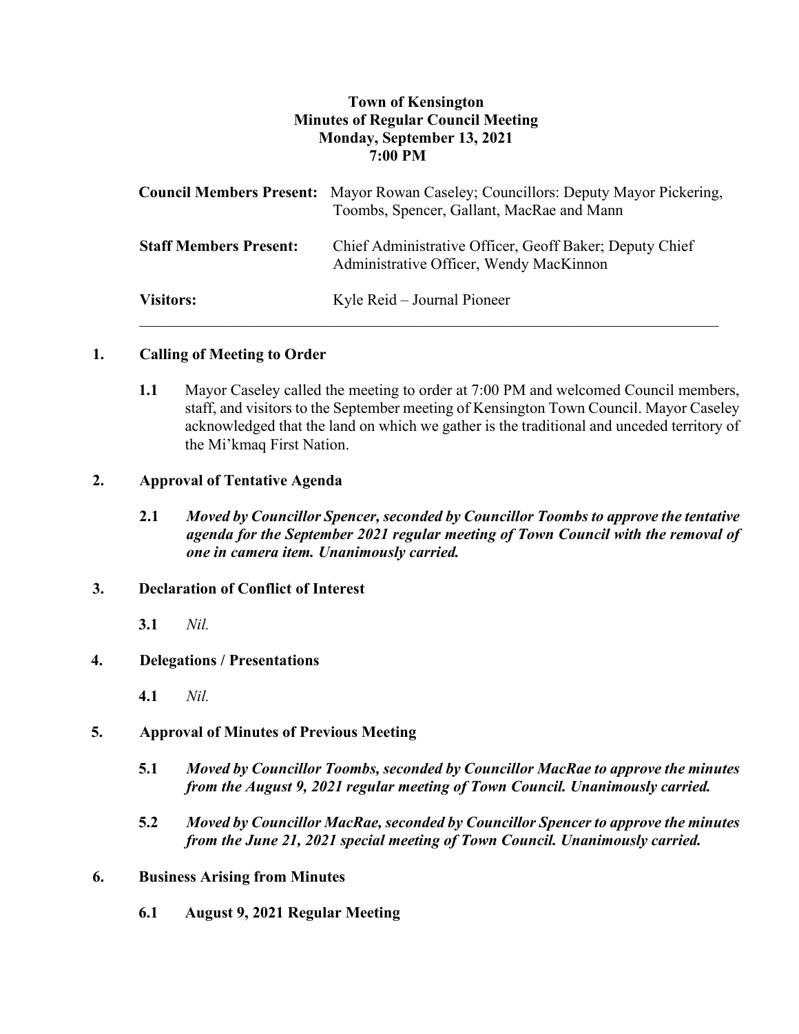**Town of Kensington**
**Minutes of Regular Council Meeting**
**Monday, September 13, 2021**
**7:00 PM**

| | |
|---|---|
| **Council Members Present:** | Mayor Rowan Caseley; Councillors: Deputy Mayor Pickering, Toombs, Spencer, Gallant, MacRae and Mann |
| **Staff Members Present:** | Chief Administrative Officer, Geoff Baker; Deputy Chief Administrative Officer, Wendy MacKinnon |
| **Visitors:** | Kyle Reid – Journal Pioneer |

---

## 1. Calling of Meeting to Order

**1.1** Mayor Caseley called the meeting to order at 7:00 PM and welcomed Council members, staff, and visitors to the September meeting of Kensington Town Council. Mayor Caseley acknowledged that the land on which we gather is the traditional and unceded territory of the Mi'kmaq First Nation.

## 2. Approval of Tentative Agenda

**2.1** ***Moved by Councillor Spencer, seconded by Councillor Toombs to approve the tentative agenda for the September 2021 regular meeting of Town Council with the removal of one in camera item. Unanimously carried.***

## 3. Declaration of Conflict of Interest

**3.1** *Nil.*

## 4. Delegations / Presentations

**4.1** *Nil.*

## 5. Approval of Minutes of Previous Meeting

**5.1** ***Moved by Councillor Toombs, seconded by Councillor MacRae to approve the minutes from the August 9, 2021 regular meeting of Town Council. Unanimously carried.***

**5.2** ***Moved by Councillor MacRae, seconded by Councillor Spencer to approve the minutes from the June 21, 2021 special meeting of Town Council. Unanimously carried.***

## 6. Business Arising from Minutes

**6.1 August 9, 2021 Regular Meeting**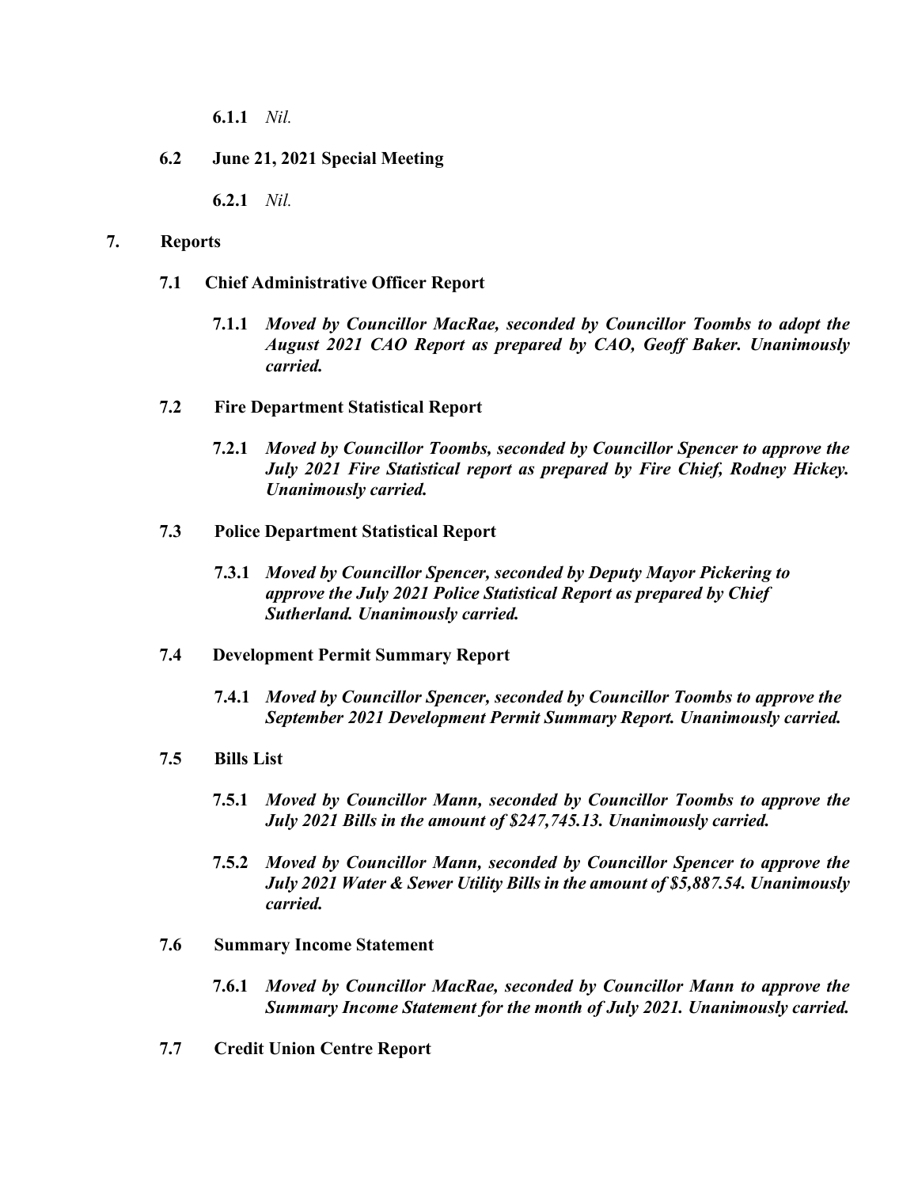**6.1.1** *Nil.*

**6.2 June 21, 2021 Special Meeting**

**6.2.1** *Nil.*

## 7. Reports

**7.1 Chief Administrative Officer Report**

**7.1.1** ***Moved by Councillor MacRae, seconded by Councillor Toombs to adopt the August 2021 CAO Report as prepared by CAO, Geoff Baker. Unanimously carried.***

**7.2 Fire Department Statistical Report**

**7.2.1** ***Moved by Councillor Toombs, seconded by Councillor Spencer to approve the July 2021 Fire Statistical report as prepared by Fire Chief, Rodney Hickey. Unanimously carried.***

**7.3 Police Department Statistical Report**

**7.3.1** ***Moved by Councillor Spencer, seconded by Deputy Mayor Pickering to approve the July 2021 Police Statistical Report as prepared by Chief Sutherland. Unanimously carried.***

**7.4 Development Permit Summary Report**

**7.4.1** ***Moved by Councillor Spencer, seconded by Councillor Toombs to approve the September 2021 Development Permit Summary Report. Unanimously carried.***

**7.5 Bills List**

**7.5.1** ***Moved by Councillor Mann, seconded by Councillor Toombs to approve the July 2021 Bills in the amount of $247,745.13. Unanimously carried.***

**7.5.2** ***Moved by Councillor Mann, seconded by Councillor Spencer to approve the July 2021 Water & Sewer Utility Bills in the amount of $5,887.54. Unanimously carried.***

**7.6 Summary Income Statement**

**7.6.1** ***Moved by Councillor MacRae, seconded by Councillor Mann to approve the Summary Income Statement for the month of July 2021. Unanimously carried.***

**7.7 Credit Union Centre Report**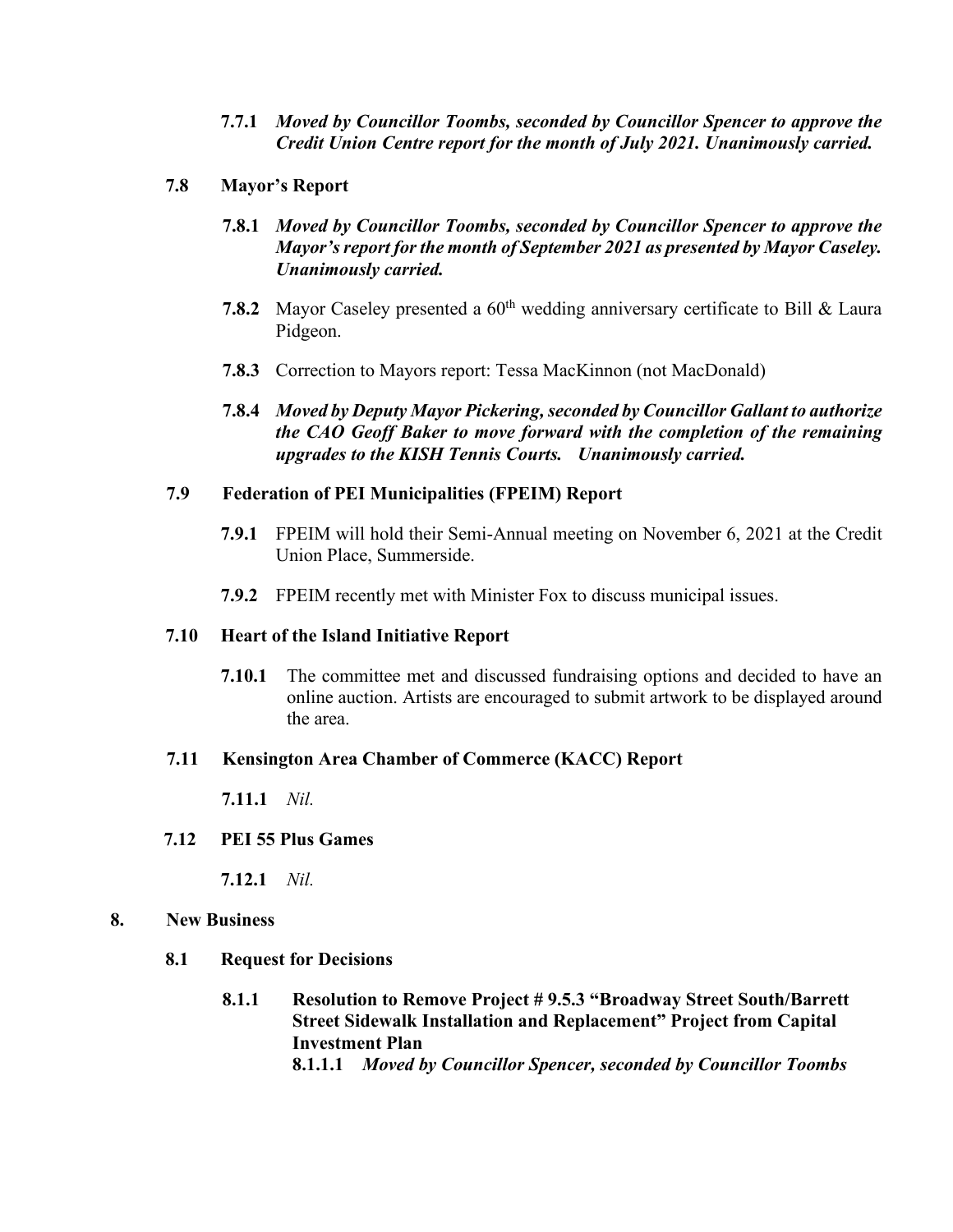**7.7.1** ***Moved by Councillor Toombs, seconded by Councillor Spencer to approve the Credit Union Centre report for the month of July 2021. Unanimously carried.***

**7.8 Mayor's Report**

**7.8.1** ***Moved by Councillor Toombs, seconded by Councillor Spencer to approve the Mayor's report for the month of September 2021 as presented by Mayor Caseley. Unanimously carried.***

**7.8.2** Mayor Caseley presented a 60th wedding anniversary certificate to Bill & Laura Pidgeon.

**7.8.3** Correction to Mayors report: Tessa MacKinnon (not MacDonald)

**7.8.4** ***Moved by Deputy Mayor Pickering, seconded by Councillor Gallant to authorize the CAO Geoff Baker to move forward with the completion of the remaining upgrades to the KISH Tennis Courts. Unanimously carried.***

**7.9 Federation of PEI Municipalities (FPEIM) Report**

**7.9.1** FPEIM will hold their Semi-Annual meeting on November 6, 2021 at the Credit Union Place, Summerside.

**7.9.2** FPEIM recently met with Minister Fox to discuss municipal issues.

**7.10 Heart of the Island Initiative Report**

**7.10.1** The committee met and discussed fundraising options and decided to have an online auction. Artists are encouraged to submit artwork to be displayed around the area.

**7.11 Kensington Area Chamber of Commerce (KACC) Report**

**7.11.1** *Nil.*

**7.12 PEI 55 Plus Games**

**7.12.1** *Nil.*

**8. New Business**

**8.1 Request for Decisions**

**8.1.1 Resolution to Remove Project # 9.5.3 "Broadway Street South/Barrett Street Sidewalk Installation and Replacement" Project from Capital Investment Plan**

**8.1.1.1** ***Moved by Councillor Spencer, seconded by Councillor Toombs***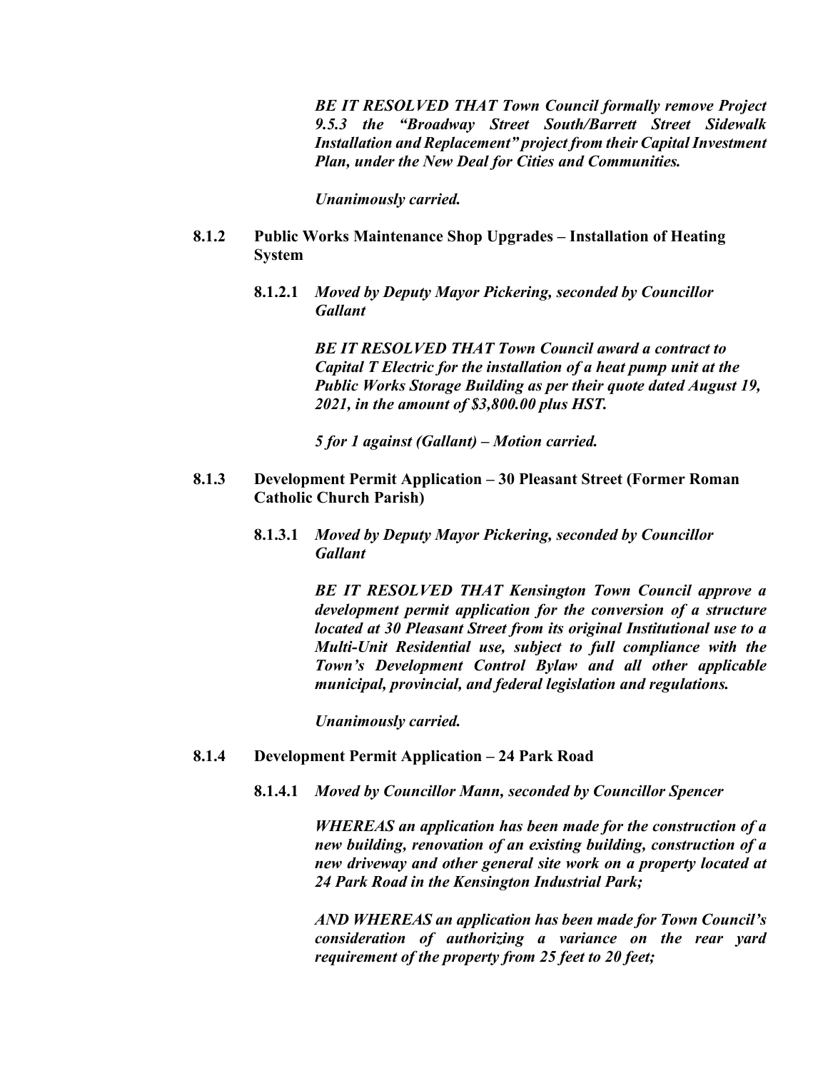***BE IT RESOLVED THAT Town Council formally remove Project 9.5.3 the "Broadway Street South/Barrett Street Sidewalk Installation and Replacement" project from their Capital Investment Plan, under the New Deal for Cities and Communities.***

***Unanimously carried.***

**8.1.2 Public Works Maintenance Shop Upgrades – Installation of Heating System**

**8.1.2.1** ***Moved by Deputy Mayor Pickering, seconded by Councillor Gallant***

***BE IT RESOLVED THAT Town Council award a contract to Capital T Electric for the installation of a heat pump unit at the Public Works Storage Building as per their quote dated August 19, 2021, in the amount of $3,800.00 plus HST.***

***5 for 1 against (Gallant) – Motion carried.***

**8.1.3 Development Permit Application – 30 Pleasant Street (Former Roman Catholic Church Parish)**

**8.1.3.1** ***Moved by Deputy Mayor Pickering, seconded by Councillor Gallant***

***BE IT RESOLVED THAT Kensington Town Council approve a development permit application for the conversion of a structure located at 30 Pleasant Street from its original Institutional use to a Multi-Unit Residential use, subject to full compliance with the Town's Development Control Bylaw and all other applicable municipal, provincial, and federal legislation and regulations.***

***Unanimously carried.***

**8.1.4 Development Permit Application – 24 Park Road**

**8.1.4.1** ***Moved by Councillor Mann, seconded by Councillor Spencer***

***WHEREAS an application has been made for the construction of a new building, renovation of an existing building, construction of a new driveway and other general site work on a property located at 24 Park Road in the Kensington Industrial Park;***

***AND WHEREAS an application has been made for Town Council's consideration of authorizing a variance on the rear yard requirement of the property from 25 feet to 20 feet;***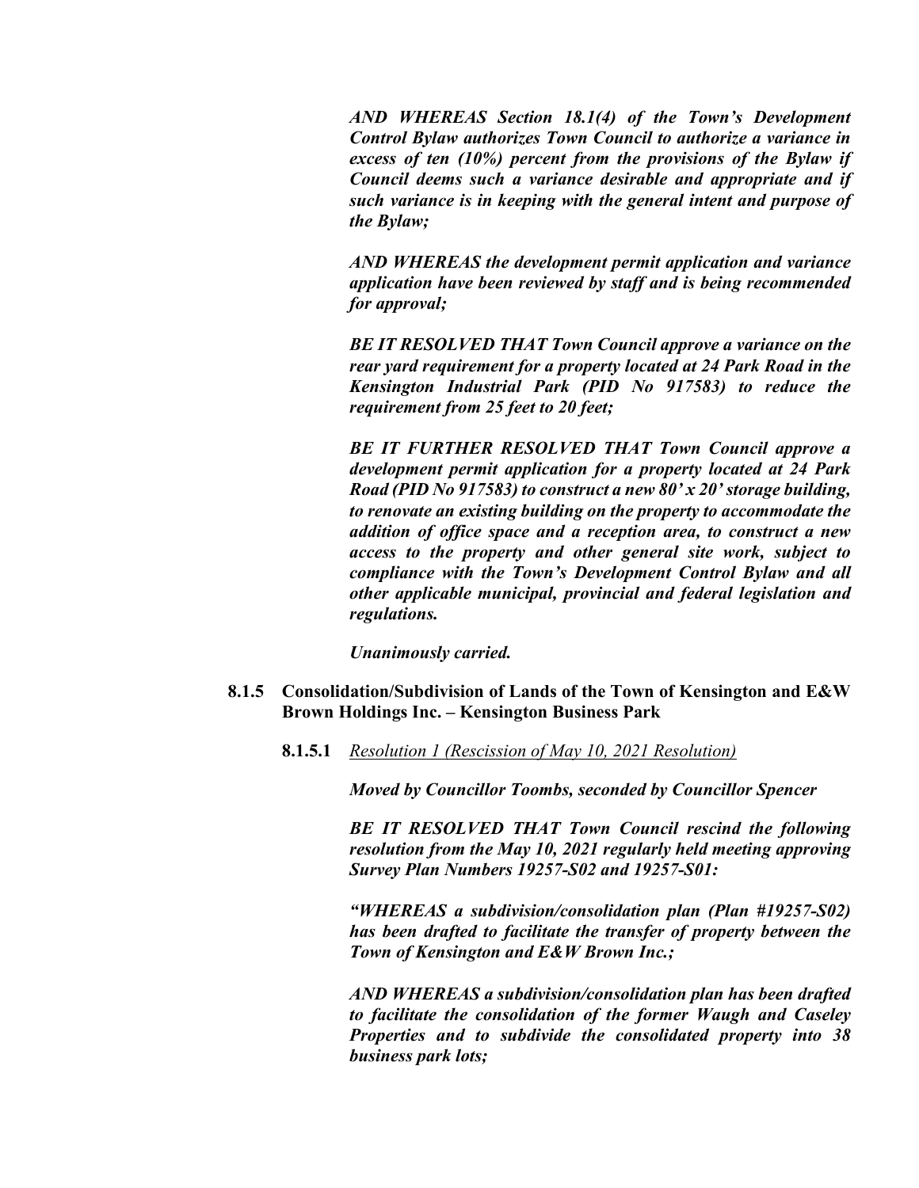***AND WHEREAS Section 18.1(4) of the Town's Development Control Bylaw authorizes Town Council to authorize a variance in excess of ten (10%) percent from the provisions of the Bylaw if Council deems such a variance desirable and appropriate and if such variance is in keeping with the general intent and purpose of the Bylaw;***

***AND WHEREAS the development permit application and variance application have been reviewed by staff and is being recommended for approval;***

***BE IT RESOLVED THAT Town Council approve a variance on the rear yard requirement for a property located at 24 Park Road in the Kensington Industrial Park (PID No 917583) to reduce the requirement from 25 feet to 20 feet;***

***BE IT FURTHER RESOLVED THAT Town Council approve a development permit application for a property located at 24 Park Road (PID No 917583) to construct a new 80' x 20' storage building, to renovate an existing building on the property to accommodate the addition of office space and a reception area, to construct a new access to the property and other general site work, subject to compliance with the Town's Development Control Bylaw and all other applicable municipal, provincial and federal legislation and regulations.***

***Unanimously carried.***

**8.1.5 Consolidation/Subdivision of Lands of the Town of Kensington and E&W Brown Holdings Inc. – Kensington Business Park**

**8.1.5.1** *Resolution 1 (Rescission of May 10, 2021 Resolution)*

***Moved by Councillor Toombs, seconded by Councillor Spencer***

***BE IT RESOLVED THAT Town Council rescind the following resolution from the May 10, 2021 regularly held meeting approving Survey Plan Numbers 19257-S02 and 19257-S01:***

***"WHEREAS a subdivision/consolidation plan (Plan #19257-S02) has been drafted to facilitate the transfer of property between the Town of Kensington and E&W Brown Inc.;***

***AND WHEREAS a subdivision/consolidation plan has been drafted to facilitate the consolidation of the former Waugh and Caseley Properties and to subdivide the consolidated property into 38 business park lots;***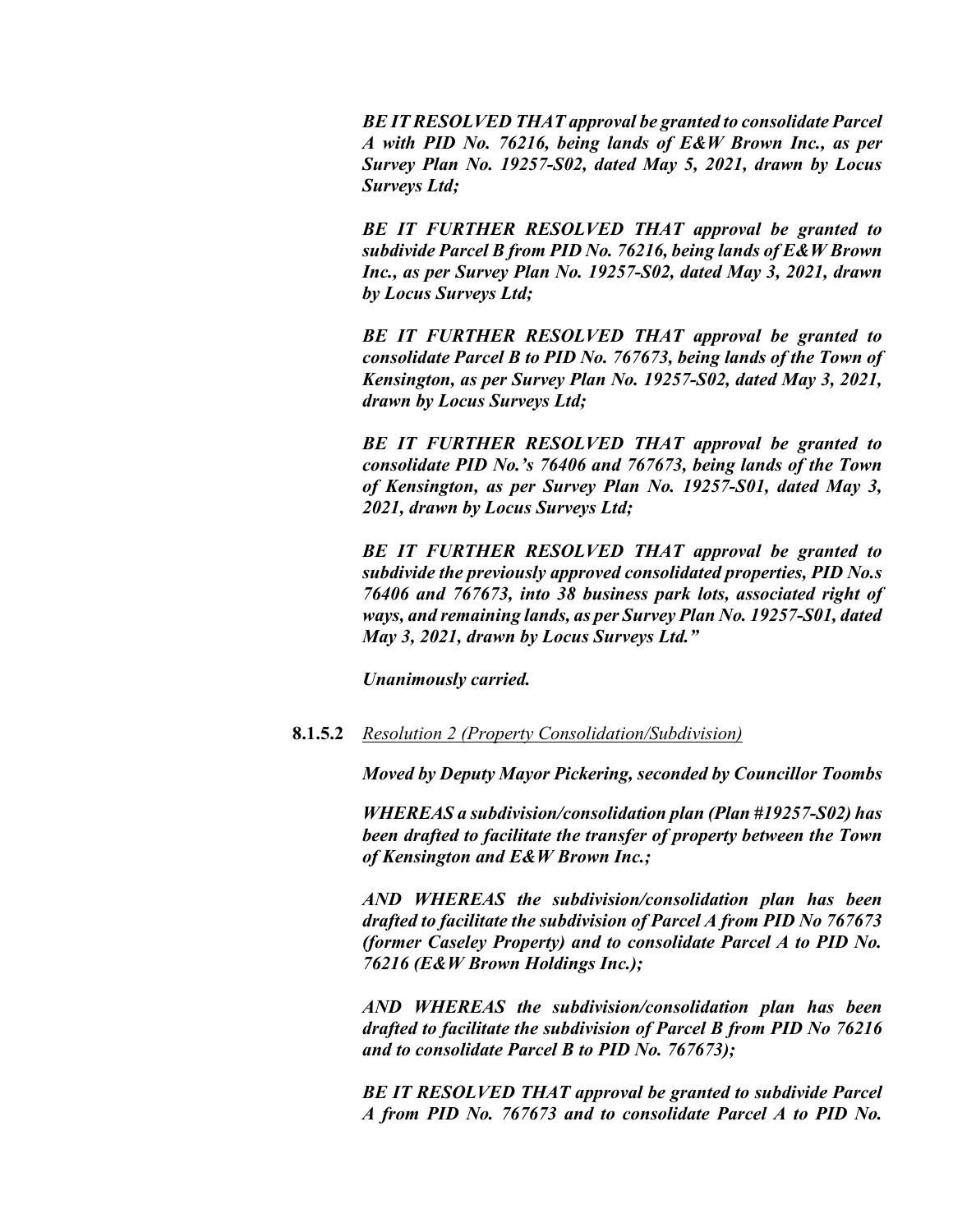***BE IT RESOLVED THAT approval be granted to consolidate Parcel A with PID No. 76216, being lands of E&W Brown Inc., as per Survey Plan No. 19257-S02, dated May 5, 2021, drawn by Locus Surveys Ltd;***

***BE IT FURTHER RESOLVED THAT approval be granted to subdivide Parcel B from PID No. 76216, being lands of E&W Brown Inc., as per Survey Plan No. 19257-S02, dated May 3, 2021, drawn by Locus Surveys Ltd;***

***BE IT FURTHER RESOLVED THAT approval be granted to consolidate Parcel B to PID No. 767673, being lands of the Town of Kensington, as per Survey Plan No. 19257-S02, dated May 3, 2021, drawn by Locus Surveys Ltd;***

***BE IT FURTHER RESOLVED THAT approval be granted to consolidate PID No.'s 76406 and 767673, being lands of the Town of Kensington, as per Survey Plan No. 19257-S01, dated May 3, 2021, drawn by Locus Surveys Ltd;***

***BE IT FURTHER RESOLVED THAT approval be granted to subdivide the previously approved consolidated properties, PID No.s 76406 and 767673, into 38 business park lots, associated right of ways, and remaining lands, as per Survey Plan No. 19257-S01, dated May 3, 2021, drawn by Locus Surveys Ltd."***

***Unanimously carried.***

**8.1.5.2** <u>*Resolution 2 (Property Consolidation/Subdivision)*</u>

***Moved by Deputy Mayor Pickering, seconded by Councillor Toombs***

***WHEREAS a subdivision/consolidation plan (Plan #19257-S02) has been drafted to facilitate the transfer of property between the Town of Kensington and E&W Brown Inc.;***

***AND WHEREAS the subdivision/consolidation plan has been drafted to facilitate the subdivision of Parcel A from PID No 767673 (former Caseley Property) and to consolidate Parcel A to PID No. 76216 (E&W Brown Holdings Inc.);***

***AND WHEREAS the subdivision/consolidation plan has been drafted to facilitate the subdivision of Parcel B from PID No 76216 and to consolidate Parcel B to PID No. 767673);***

***BE IT RESOLVED THAT approval be granted to subdivide Parcel A from PID No. 767673 and to consolidate Parcel A to PID No.***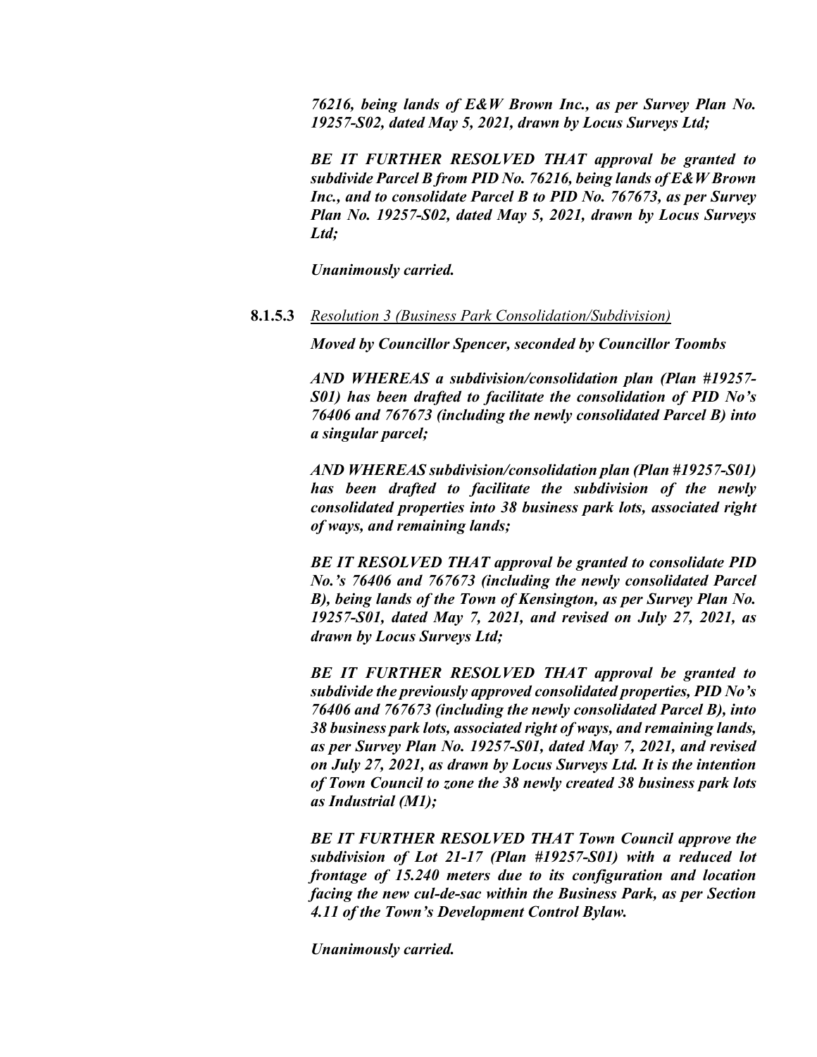***76216, being lands of E&W Brown Inc., as per Survey Plan No. 19257-S02, dated May 5, 2021, drawn by Locus Surveys Ltd;***

***BE IT FURTHER RESOLVED THAT approval be granted to subdivide Parcel B from PID No. 76216, being lands of E&W Brown Inc., and to consolidate Parcel B to PID No. 767673, as per Survey Plan No. 19257-S02, dated May 5, 2021, drawn by Locus Surveys Ltd;***

***Unanimously carried.***

**8.1.5.3** *Resolution 3 (Business Park Consolidation/Subdivision)*

***Moved by Councillor Spencer, seconded by Councillor Toombs***

***AND WHEREAS a subdivision/consolidation plan (Plan #19257-S01) has been drafted to facilitate the consolidation of PID No's 76406 and 767673 (including the newly consolidated Parcel B) into a singular parcel;***

***AND WHEREAS subdivision/consolidation plan (Plan #19257-S01) has been drafted to facilitate the subdivision of the newly consolidated properties into 38 business park lots, associated right of ways, and remaining lands;***

***BE IT RESOLVED THAT approval be granted to consolidate PID No.'s 76406 and 767673 (including the newly consolidated Parcel B), being lands of the Town of Kensington, as per Survey Plan No. 19257-S01, dated May 7, 2021, and revised on July 27, 2021, as drawn by Locus Surveys Ltd;***

***BE IT FURTHER RESOLVED THAT approval be granted to subdivide the previously approved consolidated properties, PID No's 76406 and 767673 (including the newly consolidated Parcel B), into 38 business park lots, associated right of ways, and remaining lands, as per Survey Plan No. 19257-S01, dated May 7, 2021, and revised on July 27, 2021, as drawn by Locus Surveys Ltd. It is the intention of Town Council to zone the 38 newly created 38 business park lots as Industrial (M1);***

***BE IT FURTHER RESOLVED THAT Town Council approve the subdivision of Lot 21-17 (Plan #19257-S01) with a reduced lot frontage of 15.240 meters due to its configuration and location facing the new cul-de-sac within the Business Park, as per Section 4.11 of the Town's Development Control Bylaw.***

***Unanimously carried.***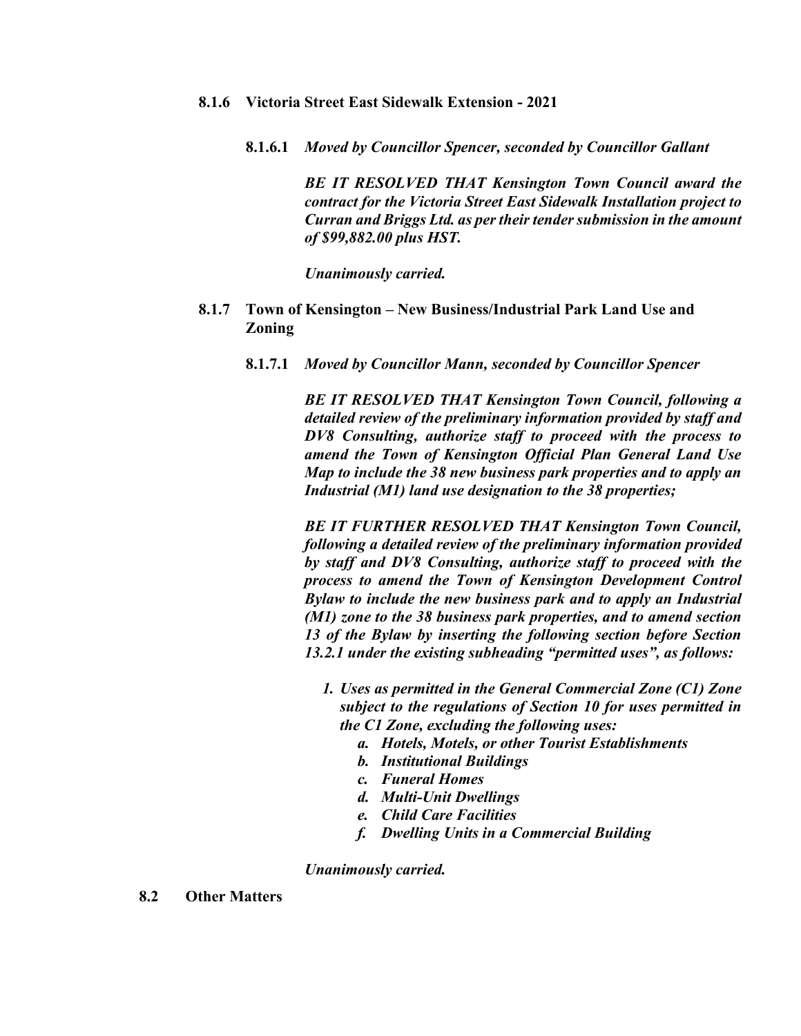**8.1.6 Victoria Street East Sidewalk Extension - 2021**

**8.1.6.1** ***Moved by Councillor Spencer, seconded by Councillor Gallant***

***BE IT RESOLVED THAT Kensington Town Council award the contract for the Victoria Street East Sidewalk Installation project to Curran and Briggs Ltd. as per their tender submission in the amount of $99,882.00 plus HST.***

***Unanimously carried.***

**8.1.7 Town of Kensington – New Business/Industrial Park Land Use and Zoning**

**8.1.7.1** ***Moved by Councillor Mann, seconded by Councillor Spencer***

***BE IT RESOLVED THAT Kensington Town Council, following a detailed review of the preliminary information provided by staff and DV8 Consulting, authorize staff to proceed with the process to amend the Town of Kensington Official Plan General Land Use Map to include the 38 new business park properties and to apply an Industrial (M1) land use designation to the 38 properties;***

***BE IT FURTHER RESOLVED THAT Kensington Town Council, following a detailed review of the preliminary information provided by staff and DV8 Consulting, authorize staff to proceed with the process to amend the Town of Kensington Development Control Bylaw to include the new business park and to apply an Industrial (M1) zone to the 38 business park properties, and to amend section 13 of the Bylaw by inserting the following section before Section 13.2.1 under the existing subheading "permitted uses", as follows:***

1. ***Uses as permitted in the General Commercial Zone (C1) Zone subject to the regulations of Section 10 for uses permitted in the C1 Zone, excluding the following uses:***
   a. ***Hotels, Motels, or other Tourist Establishments***
   b. ***Institutional Buildings***
   c. ***Funeral Homes***
   d. ***Multi-Unit Dwellings***
   e. ***Child Care Facilities***
   f. ***Dwelling Units in a Commercial Building***

***Unanimously carried.***

**8.2 Other Matters**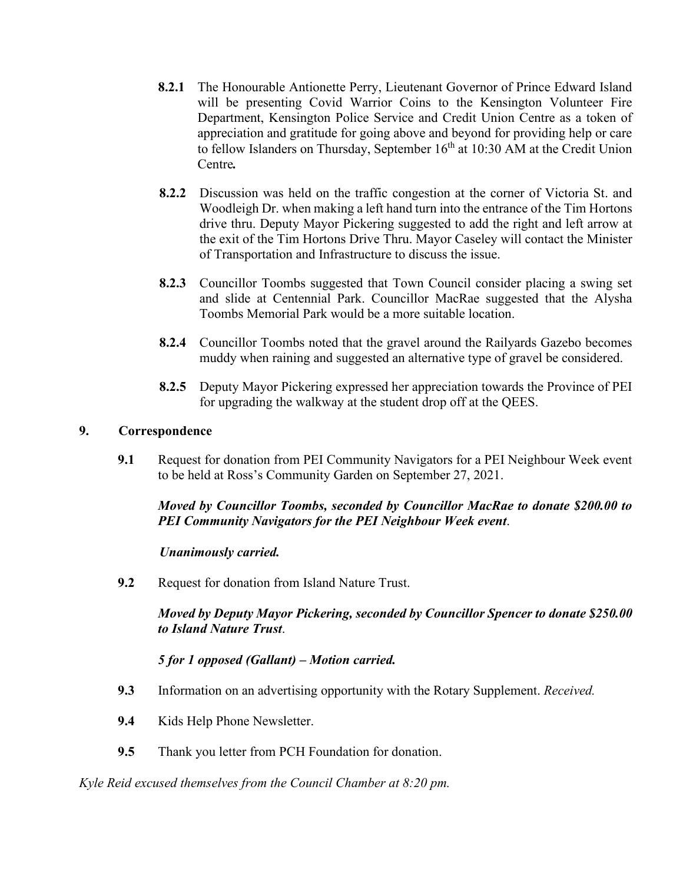**8.2.1** The Honourable Antionette Perry, Lieutenant Governor of Prince Edward Island will be presenting Covid Warrior Coins to the Kensington Volunteer Fire Department, Kensington Police Service and Credit Union Centre as a token of appreciation and gratitude for going above and beyond for providing help or care to fellow Islanders on Thursday, September 16th at 10:30 AM at the Credit Union Centre***.***

**8.2.2** Discussion was held on the traffic congestion at the corner of Victoria St. and Woodleigh Dr. when making a left hand turn into the entrance of the Tim Hortons drive thru. Deputy Mayor Pickering suggested to add the right and left arrow at the exit of the Tim Hortons Drive Thru. Mayor Caseley will contact the Minister of Transportation and Infrastructure to discuss the issue.

**8.2.3** Councillor Toombs suggested that Town Council consider placing a swing set and slide at Centennial Park. Councillor MacRae suggested that the Alysha Toombs Memorial Park would be a more suitable location.

**8.2.4** Councillor Toombs noted that the gravel around the Railyards Gazebo becomes muddy when raining and suggested an alternative type of gravel be considered.

**8.2.5** Deputy Mayor Pickering expressed her appreciation towards the Province of PEI for upgrading the walkway at the student drop off at the QEES.

## 9. Correspondence

**9.1** Request for donation from PEI Community Navigators for a PEI Neighbour Week event to be held at Ross's Community Garden on September 27, 2021.

***Moved by Councillor Toombs, seconded by Councillor MacRae to donate $200.00 to PEI Community Navigators for the PEI Neighbour Week event***.

***Unanimously carried.***

**9.2** Request for donation from Island Nature Trust.

***Moved by Deputy Mayor Pickering, seconded by Councillor Spencer to donate $250.00 to Island Nature Trust***.

***5 for 1 opposed (Gallant) – Motion carried.***

**9.3** Information on an advertising opportunity with the Rotary Supplement. *Received.*

**9.4** Kids Help Phone Newsletter.

**9.5** Thank you letter from PCH Foundation for donation.

*Kyle Reid excused themselves from the Council Chamber at 8:20 pm.*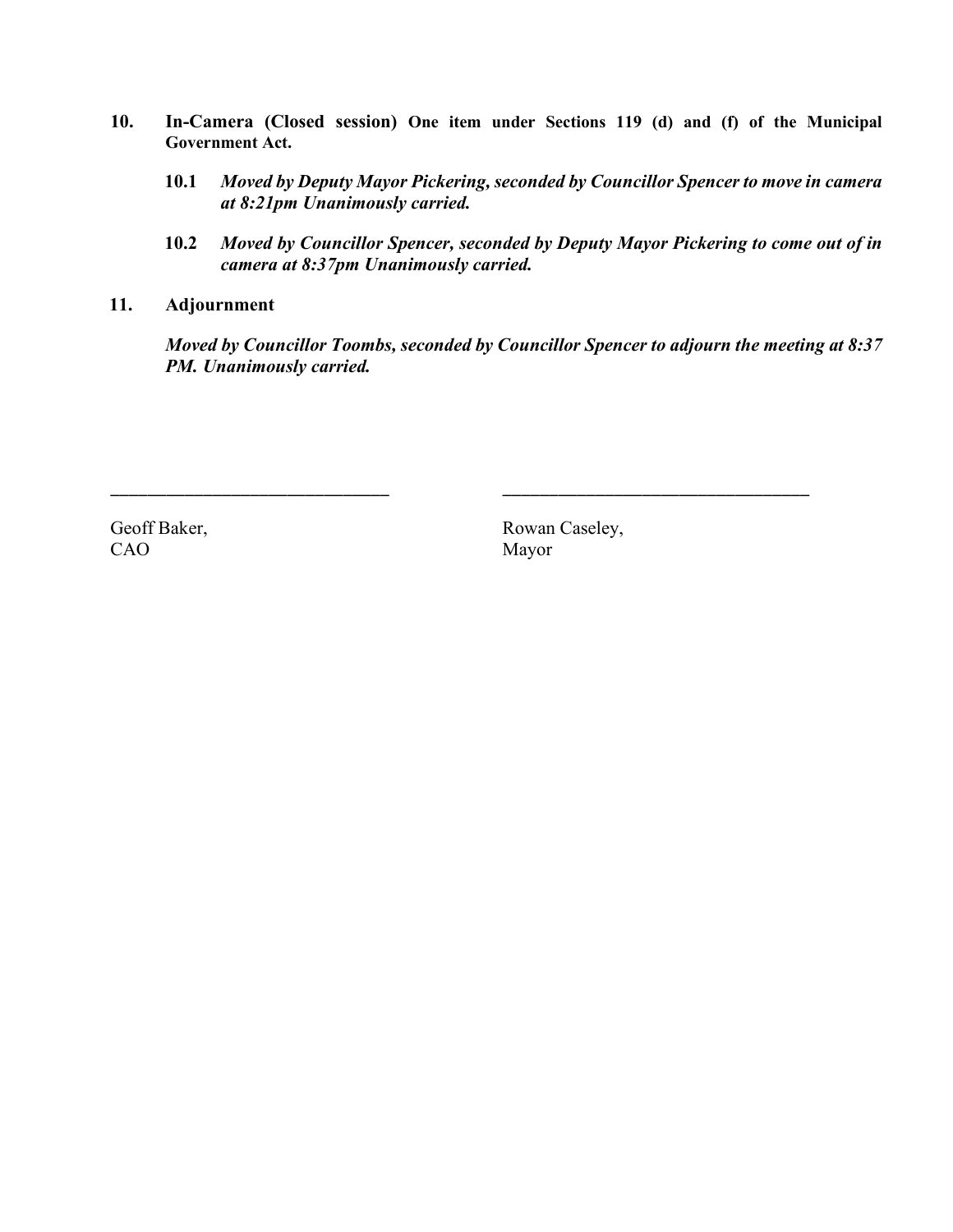**10. In-Camera (Closed session) One item under Sections 119 (d) and (f) of the Municipal Government Act.**

**10.1** ***Moved by Deputy Mayor Pickering, seconded by Councillor Spencer to move in camera at 8:21pm Unanimously carried.***

**10.2** ***Moved by Councillor Spencer, seconded by Deputy Mayor Pickering to come out of in camera at 8:37pm Unanimously carried.***

**11. Adjournment**

***Moved by Councillor Toombs, seconded by Councillor Spencer to adjourn the meeting at 8:37 PM. Unanimously carried.***

______________________________

Geoff Baker,
CAO

______________________________

Rowan Caseley,
Mayor